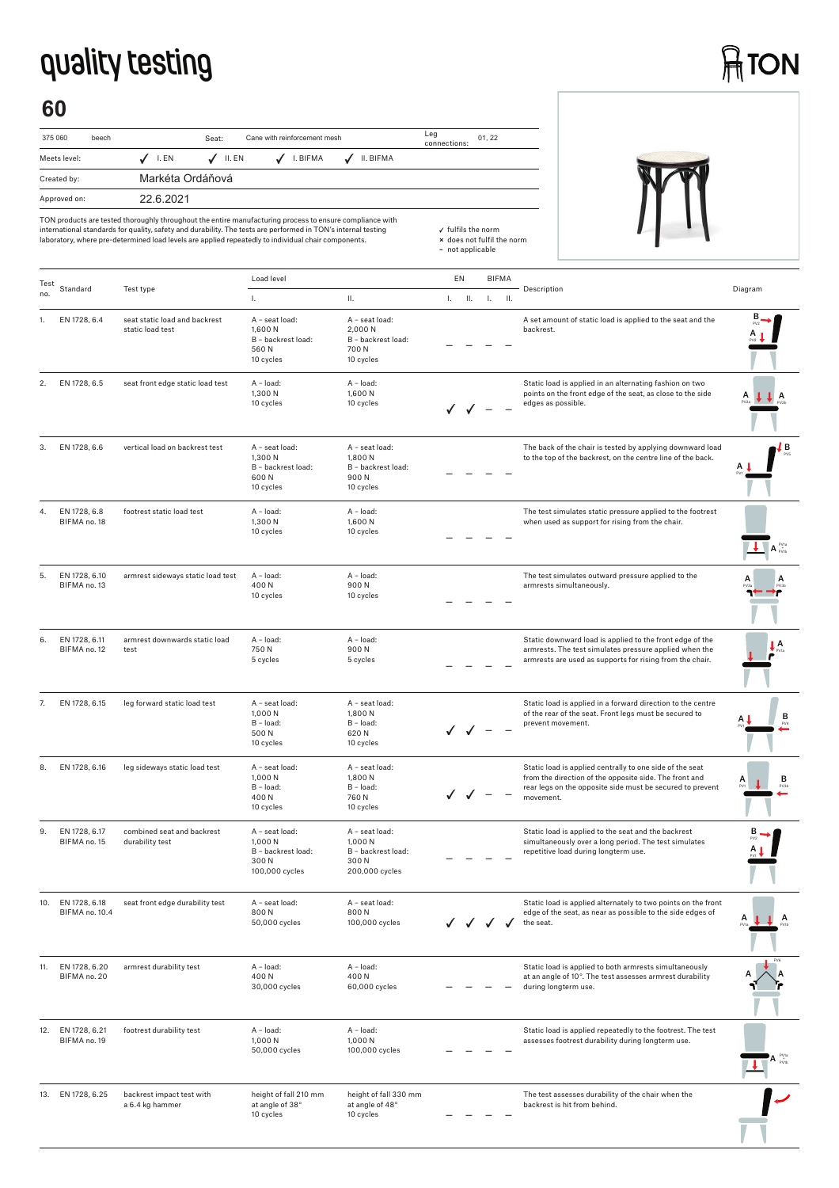# quality testing

TON

## 60

| 375 060 | beech | Seat: | Cane with reinforcement mesh | Leg connections: | 01, 22 |
|---|---|---|---|---|---|
| Meets level: | ✓ I. EN | ✓ II. EN | ✓ I. BIFMA | ✓ II. BIFMA | |
| Created by: | Markéta Ordáňová | | | | |
| Approved on: | 22.6.2021 | | | | |

TON products are tested thoroughly throughout the entire manufacturing process to ensure compliance with international standards for quality, safety and durability. The tests are performed in TON's internal testing laboratory, where pre-determined load levels are applied repeatedly to individual chair components.

✓ fulfils the norm
× does not fulfil the norm
– not applicable

| Test no. | Standard | Test type | Load level I. | Load level II. | EN I. | EN II. | BIFMA I. | BIFMA II. | Description | Diagram |
|---|---|---|---|---|---|---|---|---|---|---|
| 1. | EN 1728, 6.4 | seat static load and backrest static load test | A – seat load: 1,600 N B – backrest load: 560 N 10 cycles | A – seat load: 2,000 N B – backrest load: 700 N 10 cycles | – | – | – | – | A set amount of static load is applied to the seat and the backrest. | |
| 2. | EN 1728, 6.5 | seat front edge static load test | A – load: 1,300 N 10 cycles | A – load: 1,600 N 10 cycles | ✓ | ✓ | – | – | Static load is applied in an alternating fashion on two points on the front edge of the seat, as close to the side edges as possible. | |
| 3. | EN 1728, 6.6 | vertical load on backrest test | A – seat load: 1,300 N B – backrest load: 600 N 10 cycles | A – seat load: 1,800 N B – backrest load: 900 N 10 cycles | – | – | – | – | The back of the chair is tested by applying downward load to the top of the backrest, on the centre line of the back. | |
| 4. | EN 1728, 6.8 BIFMA no. 18 | footrest static load test | A – load: 1,300 N 10 cycles | A – load: 1,600 N 10 cycles | – | – | – | – | The test simulates static pressure applied to the footrest when used as support for rising from the chair. | |
| 5. | EN 1728, 6.10 BIFMA no. 13 | armrest sideways static load test | A – load: 400 N 10 cycles | A – load: 900 N 10 cycles | – | – | – | – | The test simulates outward pressure applied to the armrests simultaneously. | |
| 6. | EN 1728, 6.11 BIFMA no. 12 | armrest downwards static load test | A – load: 750 N 5 cycles | A – load: 900 N 5 cycles | – | – | – | – | Static downward load is applied to the front edge of the armrests. The test simulates pressure applied when the armrests are used as supports for rising from the chair. | |
| 7. | EN 1728, 6.15 | leg forward static load test | A – seat load: 1,000 N B – load: 500 N 10 cycles | A – seat load: 1,800 N B – load: 620 N 10 cycles | ✓ | ✓ | – | – | Static load is applied in a forward direction to the centre of the rear of the seat. Front legs must be secured to prevent movement. | |
| 8. | EN 1728, 6.16 | leg sideways static load test | A – seat load: 1,000 N B – load: 400 N 10 cycles | A – seat load: 1,800 N B – load: 760 N 10 cycles | ✓ | ✓ | – | – | Static load is applied centrally to one side of the seat from the direction of the opposite side. The front and rear legs on the opposite side must be secured to prevent movement. | |
| 9. | EN 1728, 6.17 BIFMA no. 15 | combined seat and backrest durability test | A – seat load: 1,000 N B – backrest load: 300 N 100,000 cycles | A – seat load: 1,000 N B – backrest load: 300 N 200,000 cycles | – | – | – | – | Static load is applied to the seat and the backrest simultaneously over a long period. The test simulates repetitive load during longterm use. | |
| 10. | EN 1728, 6.18 BIFMA no. 10.4 | seat front edge durability test | A – seat load: 800 N 50,000 cycles | A – seat load: 800 N 100,000 cycles | ✓ | ✓ | ✓ | ✓ | Static load is applied alternately to two points on the front edge of the seat, as near as possible to the side edges of the seat. | |
| 11. | EN 1728, 6.20 BIFMA no. 20 | armrest durability test | A – load: 400 N 30,000 cycles | A – load: 400 N 60,000 cycles | – | – | – | – | Static load is applied to both armrests simultaneously at an angle of 10°. The test assesses armrest durability during longterm use. | |
| 12. | EN 1728, 6.21 BIFMA no. 19 | footrest durability test | A – load: 1,000 N 50,000 cycles | A – load: 1,000 N 100,000 cycles | – | – | – | – | Static load is applied repeatedly to the footrest. The test assesses footrest durability during longterm use. | |
| 13. | EN 1728, 6.25 | backrest impact test with a 6.4 kg hammer | height of fall 210 mm at angle of 38° 10 cycles | height of fall 330 mm at angle of 48° 10 cycles | – | – | – | – | The test assesses durability of the chair when the backrest is hit from behind. | |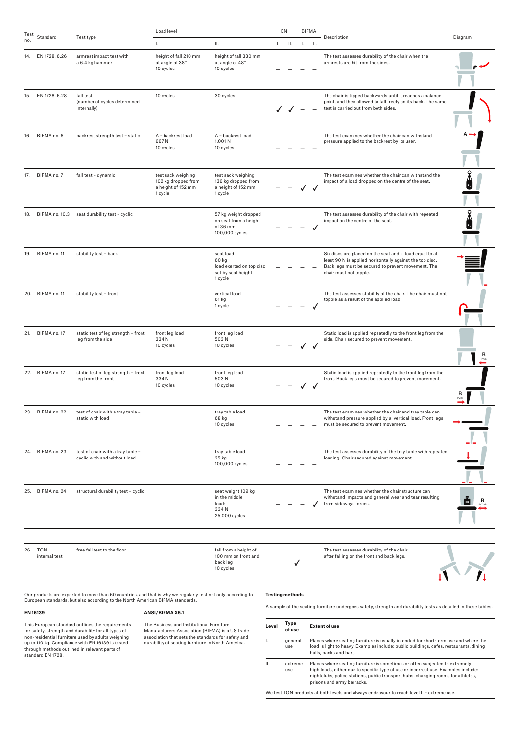| Test no. | Standard | Test type | Load level I. | Load level II. | EN I. | EN II. | BIFMA I. | BIFMA II. | Description | Diagram |
| --- | --- | --- | --- | --- | --- | --- | --- | --- | --- | --- |
| 14. | EN 1728, 6.26 | armrest impact test with a 6.4 kg hammer | height of fall 210 mm at angle of 38° 10 cycles | height of fall 330 mm at angle of 48° 10 cycles | – | – | – | – | The test assesses durability of the chair when the armrests are hit from the sides. | |
| 15. | EN 1728, 6.28 | fall test (number of cycles determined internally) | 10 cycles | 30 cycles | ✓ | ✓ | – | – | The chair is tipped backwards until it reaches a balance point, and then allowed to fall freely on its back. The same test is carried out from both sides. | |
| 16. | BIFMA no. 6 | backrest strength test – static | A – backrest load 667 N 10 cycles | A – backrest load 1,001 N 10 cycles | – | – | – | – | The test examines whether the chair can withstand pressure applied to the backrest by its user. | A |
| 17. | BIFMA no. 7 | fall test – dynamic | test sack weighing 102 kg dropped from a height of 152 mm 1 cycle | test sack weighing 136 kg dropped from a height of 152 mm 1 cycle | – | – | ✓ | ✓ | The test examines whether the chair can withstand the impact of a load dropped on the centre of the seat. | kg |
| 18. | BIFMA no. 10.3 | seat durability test – cyclic | | 57 kg weight dropped on seat from a height of 36 mm 100,000 cycles | – | – | – | ✓ | The test assesses durability of the chair with repeated impact on the centre of the seat. | kg |
| 19. | BIFMA no. 11 | stability test – back | | seat load 60 kg load exerted on top disc set by seat height 1 cycle | – | – | – | – | Six discs are placed on the seat and a load equal to at least 90 N is applied horizontally against the top disc. Back legs must be secured to prevent movement. The chair must not topple. | |
| 20. | BIFMA no. 11 | stability test – front | | vertical load 61 kg 1 cycle | – | – | – | ✓ | The test assesses stability of the chair. The chair must not topple as a result of the applied load. | |
| 21. | BIFMA no. 17 | static test of leg strength – front leg from the side | front leg load 334 N 10 cycles | front leg load 503 N 10 cycles | – | – | ✓ | ✓ | Static load is applied repeatedly to the front leg from the side. Chair secured to prevent movement. | B PVib |
| 22. | BIFMA no. 17 | static test of leg strength – front leg from the front | front leg load 334 N 10 cycles | front leg load 503 N 10 cycles | – | – | ✓ | ✓ | Static load is applied repeatedly to the front leg from the front. Back legs must be secured to prevent movement. | B PVib |
| 23. | BIFMA no. 22 | test of chair with a tray table – static with load | | tray table load 68 kg 10 cycles | – | – | – | – | The test examines whether the chair and tray table can withstand pressure applied by a vertical load. Front legs must be secured to prevent movement. | |
| 24. | BIFMA no. 23 | test of chair with a tray table – cyclic with and without load | | tray table load 25 kg 100,000 cycles | – | – | – | – | The test assesses durability of the tray table with repeated loading. Chair secured against movement. | |
| 25. | BIFMA no. 24 | structural durability test – cyclic | | seat weight 109 kg in the middle load: 334 N 25,000 cycles | – | – | – | ✓ | The test examines whether the chair structure can withstand impacts and general wear and tear resulting from sideways forces. | kg B PV 3sa |
| 26. | TON internal test | free fall test to the floor | | fall from a height of 100 mm on front and back leg 10 cycles | | ✓ | | | The test assesses durability of the chair after falling on the front and back legs. | |

Our products are exported to more than 60 countries, and that is why we regularly test not only according to European standards, but also according to the North American BIFMA standards.

### EN 16139

This European standard outlines the requirements for safety, strength and durability for all types of non-residential furniture used by adults weighing up to 110 kg. Compliance with EN 16139 is tested through methods outlined in relevant parts of standard EN 1728.

### ANSI/BIFMA X5.1

The Business and Institutional Furniture Manufacturers Association (BIFMA) is a US trade association that sets the standards for safety and durability of seating furniture in North America.

### Testing methods

A sample of the seating furniture undergoes safety, strength and durability tests as detailed in these tables.

| Level | Type of use | Extent of use |
| --- | --- | --- |
| I. | general use | Places where seating furniture is usually intended for short-term use and where the load is light to heavy. Examples include: public buildings, cafes, restaurants, dining halls, banks and bars. |
| II. | extreme use | Places where seating furniture is sometimes or often subjected to extremely high loads, either due to specific type of use or incorrect use. Examples include: nightclubs, police stations, public transport hubs, changing rooms for athletes, prisons and army barracks. |

We test TON products at both levels and always endeavour to reach level II – extreme use.